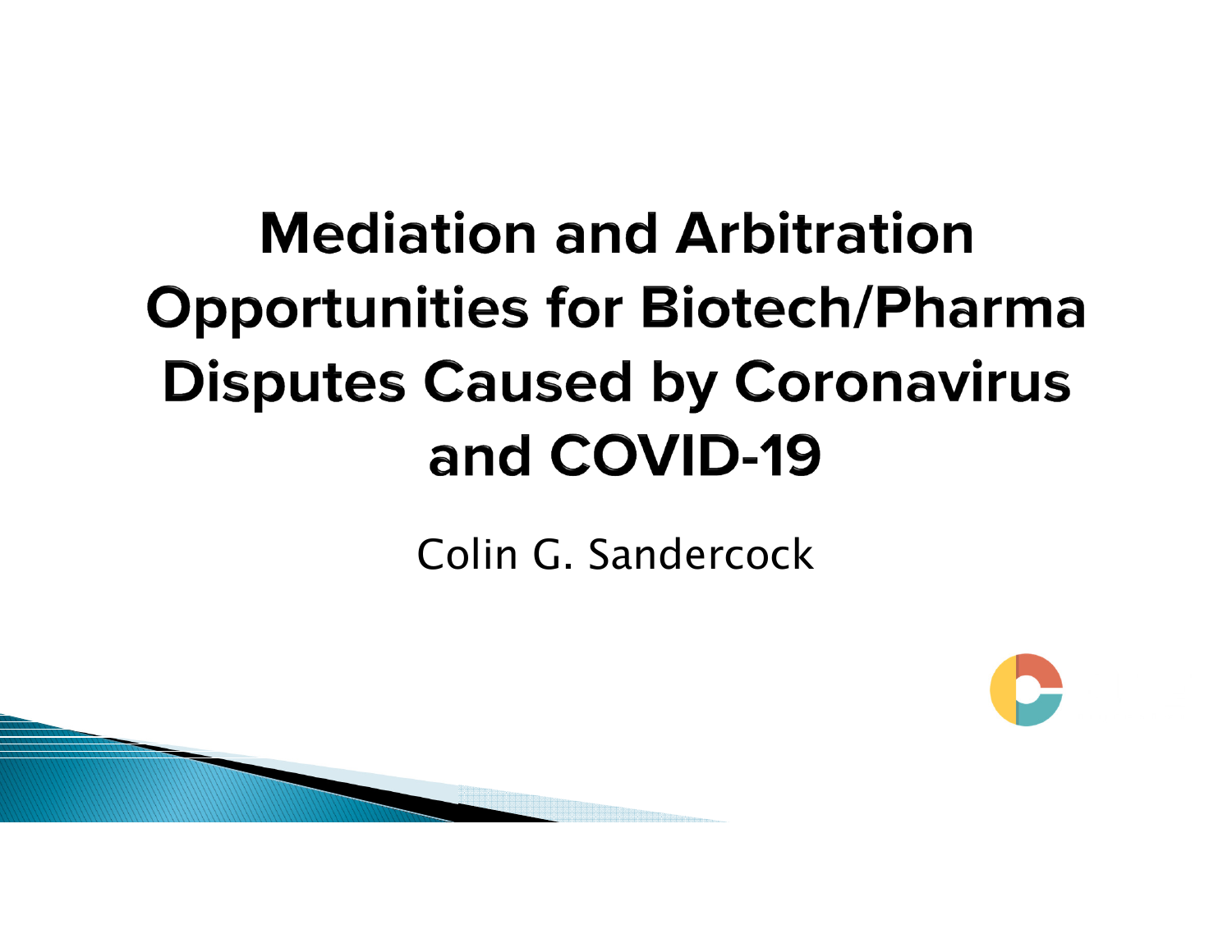# Mediation and Arbitration Opportunities for Biotech/Pharma Disputes Caused by Coronavirus and COVID-19

Colin G. Sandercock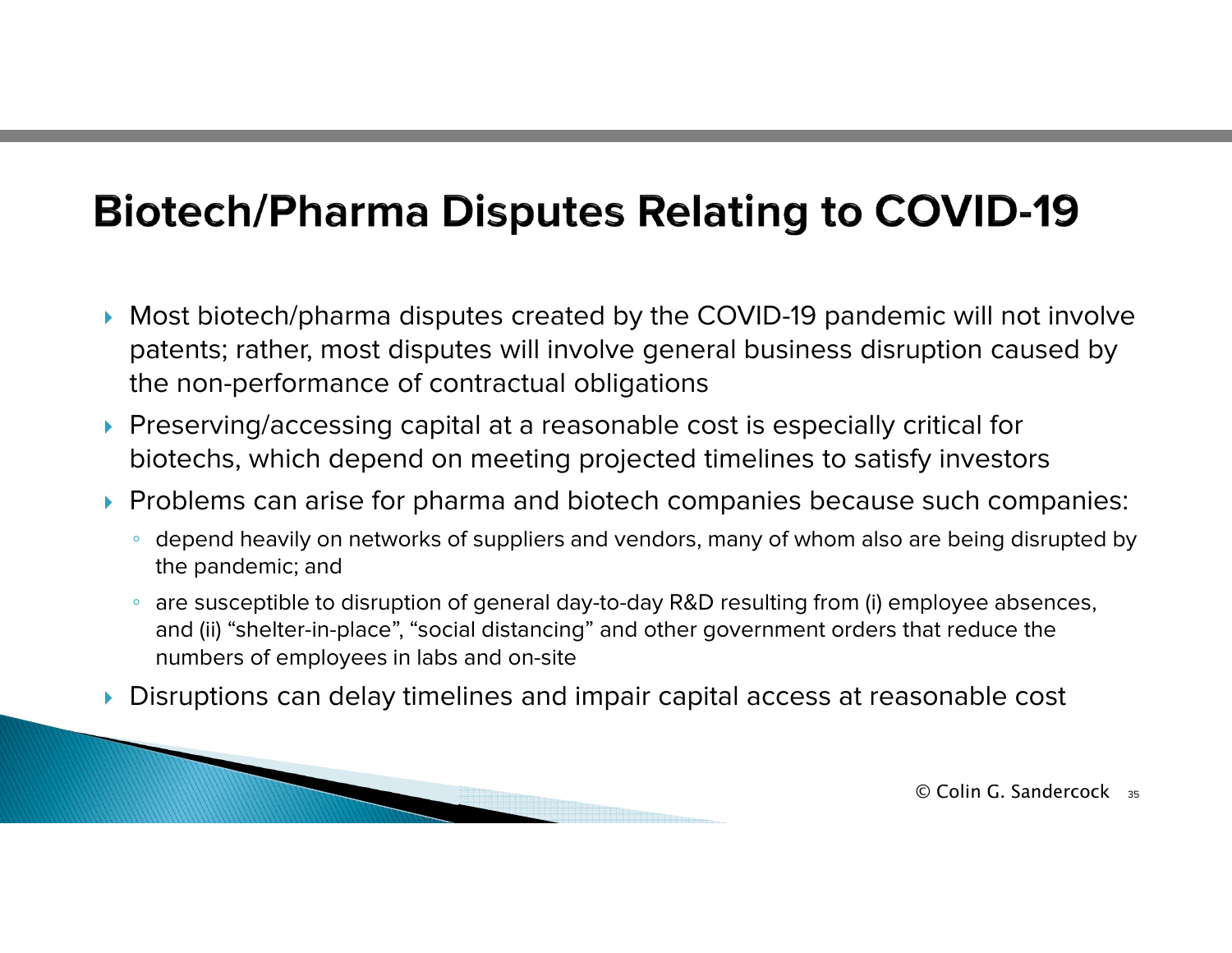# Biotech/Pharma Disputes Relating to COVID-19

- Most biotech/pharma disputes created by the COVID-19 pandemic will not involve patents; rather, most disputes will involve general business disruption caused by the non-performance of contractual obligations
- Preserving/accessing capital at a reasonable cost is especially critical for biotechs, which depend on meeting projected timelines to satisfy investors
- Problems can arise for pharma and biotech companies because such companies:
  - depend heavily on networks of suppliers and vendors, many of whom also are being disrupted by the pandemic; and
  - are susceptible to disruption of general day-to-day R&D resulting from (i) employee absences, and (ii) "shelter-in-place", "social distancing" and other government orders that reduce the numbers of employees in labs and on-site
- Disruptions can delay timelines and impair capital access at reasonable cost

© Colin G. Sandercock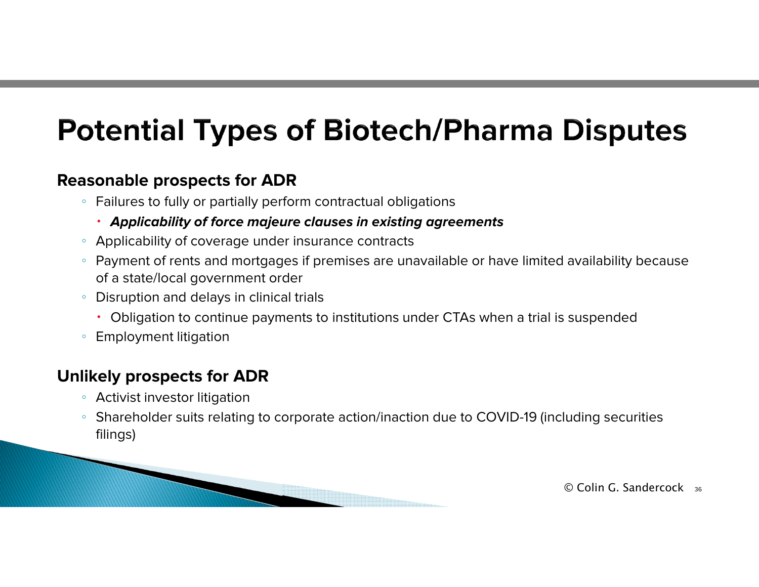# Potential Types of Biotech/Pharma Disputes

**Reasonable prospects for ADR**

- Failures to fully or partially perform contractual obligations
  - ***Applicability of force majeure clauses in existing agreements***
- Applicability of coverage under insurance contracts
- Payment of rents and mortgages if premises are unavailable or have limited availability because of a state/local government order
- Disruption and delays in clinical trials
  - Obligation to continue payments to institutions under CTAs when a trial is suspended
- Employment litigation

**Unlikely prospects for ADR**

- Activist investor litigation
- Shareholder suits relating to corporate action/inaction due to COVID-19 (including securities filings)

© Colin G. Sandercock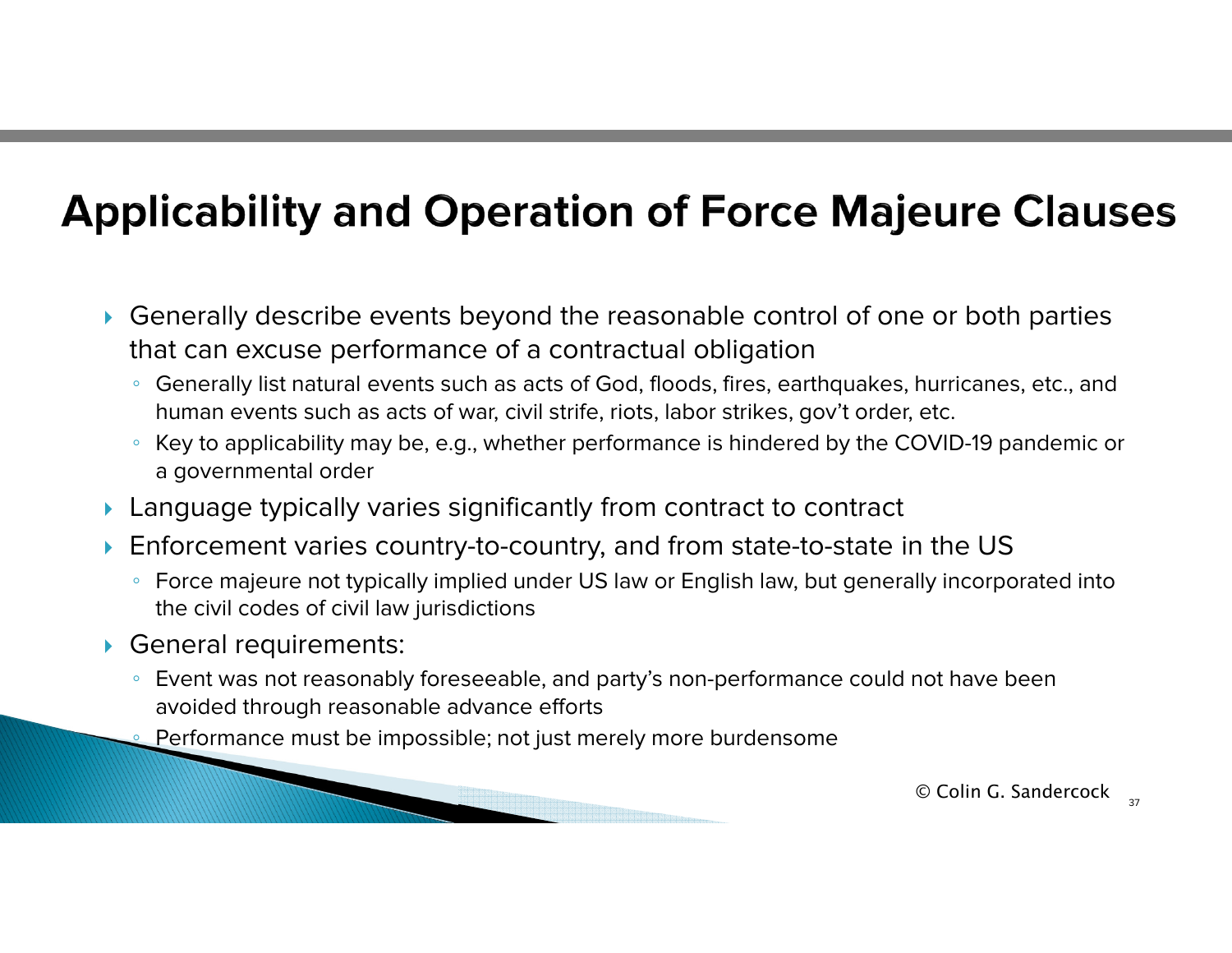# Applicability and Operation of Force Majeure Clauses

- Generally describe events beyond the reasonable control of one or both parties that can excuse performance of a contractual obligation
  - Generally list natural events such as acts of God, floods, fires, earthquakes, hurricanes, etc., and human events such as acts of war, civil strife, riots, labor strikes, gov't order, etc.
  - Key to applicability may be, e.g., whether performance is hindered by the COVID-19 pandemic or a governmental order
- Language typically varies significantly from contract to contract
- Enforcement varies country-to-country, and from state-to-state in the US
  - Force majeure not typically implied under US law or English law, but generally incorporated into the civil codes of civil law jurisdictions
- General requirements:
  - Event was not reasonably foreseeable, and party's non-performance could not have been avoided through reasonable advance efforts
  - Performance must be impossible; not just merely more burdensome

© Colin G. Sandercock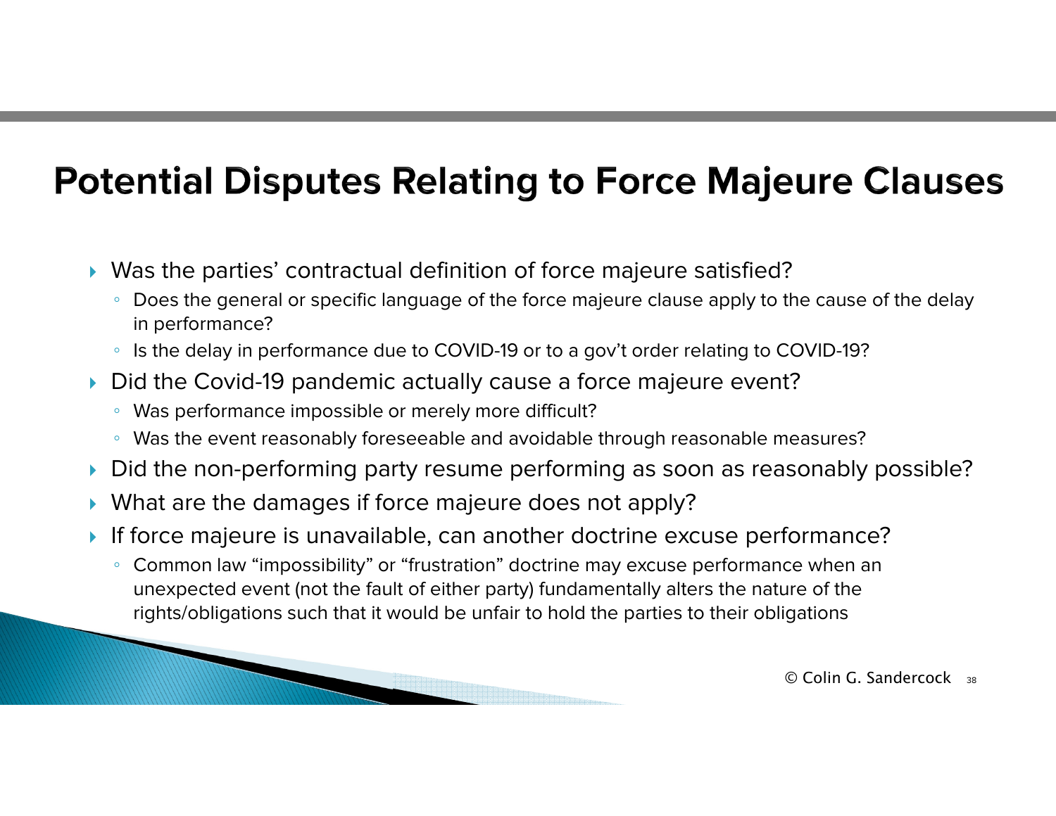# Potential Disputes Relating to Force Majeure Clauses

- Was the parties' contractual definition of force majeure satisfied?
  - Does the general or specific language of the force majeure clause apply to the cause of the delay in performance?
  - Is the delay in performance due to COVID-19 or to a gov't order relating to COVID-19?
- Did the Covid-19 pandemic actually cause a force majeure event?
  - Was performance impossible or merely more difficult?
  - Was the event reasonably foreseeable and avoidable through reasonable measures?
- Did the non-performing party resume performing as soon as reasonably possible?
- What are the damages if force majeure does not apply?
- If force majeure is unavailable, can another doctrine excuse performance?
  - Common law "impossibility" or "frustration" doctrine may excuse performance when an unexpected event (not the fault of either party) fundamentally alters the nature of the rights/obligations such that it would be unfair to hold the parties to their obligations

© Colin G. Sandercock